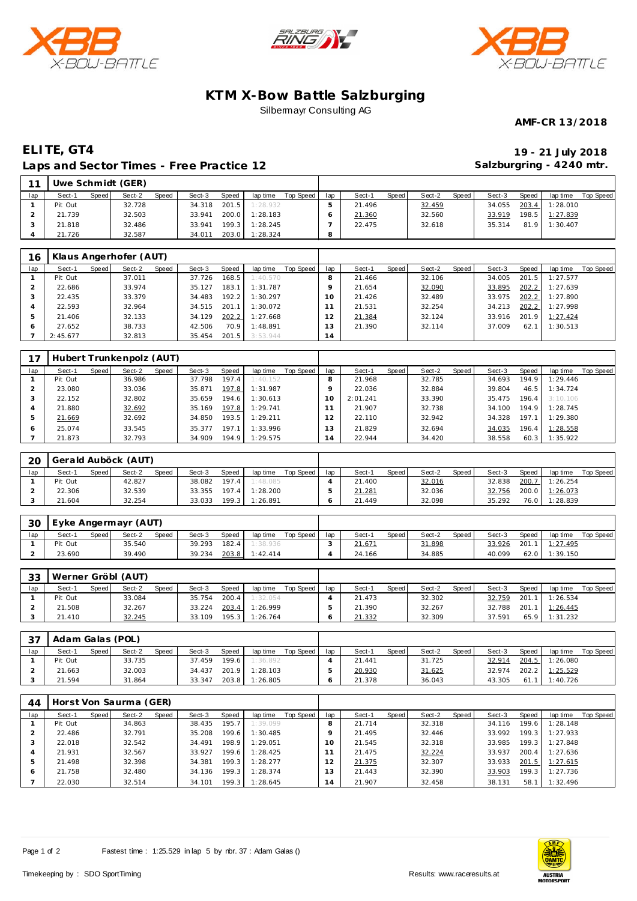# KTM X-Bow Battle Salzburging

Silbermayr Consulting AG

**AMF-CR 13/2018**

## ELITE, GT4

**19 - 21 July 2018**

### Laps and Sector Times - Free Practice 12

**Salzburgring - 4240 mtr.**

| 11 | Uwe Schmidt (GER) | | | | | | | | | | | | | | | | | | |
|---|---|---|---|---|---|---|---|---|---|---|---|---|---|---|---|---|---|---|---|
| lap | Sect-1 | Speed | Sect-2 | Speed | Sect-3 | Speed | lap time | Top Speed | lap | Sect-1 | Speed | Sect-2 | Speed | Sect-3 | Speed | lap time | Top Speed |
| 1 | Pit Out | | 32.728 | | 34.318 | 201.5 | 1:28.932 | | 5 | 21.496 | | 32.459 | | 34.055 | 203.4 | 1:28.010 | |
| 2 | 21.739 | | 32.503 | | 33.941 | 200.0 | 1:28.183 | | 6 | 21.360 | | 32.560 | | 33.919 | 198.5 | 1:27.839 | |
| 3 | 21.818 | | 32.486 | | 33.941 | 199.3 | 1:28.245 | | 7 | 22.475 | | 32.618 | | 35.314 | 81.9 | 1:30.407 | |
| 4 | 21.726 | | 32.587 | | 34.011 | 203.0 | 1:28.324 | | 8 | | | | | | | | |

| 16 | Klaus Angerhofer (AUT) | | | | | | | | | | | | | | | | |
|---|---|---|---|---|---|---|---|---|---|---|---|---|---|---|---|---|---|
| lap | Sect-1 | Speed | Sect-2 | Speed | Sect-3 | Speed | lap time | Top Speed | lap | Sect-1 | Speed | Sect-2 | Speed | Sect-3 | Speed | lap time | Top Speed |
| 1 | Pit Out | | 37.011 | | 37.726 | 168.5 | 1:40.570 | | 8 | 21.466 | | 32.106 | | 34.005 | 201.5 | 1:27.577 | |
| 2 | 22.686 | | 33.974 | | 35.127 | 183.1 | 1:31.787 | | 9 | 21.654 | | 32.090 | | 33.895 | 202.2 | 1:27.639 | |
| 3 | 22.435 | | 33.379 | | 34.483 | 192.2 | 1:30.297 | | 10 | 21.426 | | 32.489 | | 33.975 | 202.2 | 1:27.890 | |
| 4 | 22.593 | | 32.964 | | 34.515 | 201.1 | 1:30.072 | | 11 | 21.531 | | 32.254 | | 34.213 | 202.2 | 1:27.998 | |
| 5 | 21.406 | | 32.133 | | 34.129 | 202.2 | 1:27.668 | | 12 | 21.384 | | 32.124 | | 33.916 | 201.9 | 1:27.424 | |
| 6 | 27.652 | | 38.733 | | 42.506 | 70.9 | 1:48.891 | | 13 | 21.390 | | 32.114 | | 37.009 | 62.1 | 1:30.513 | |
| 7 | 2:45.677 | | 32.813 | | 35.454 | 201.5 | 3:53.944 | | 14 | | | | | | | | |

| 17 | Hubert Trunkenpolz (AUT) | | | | | | | | | | | | | | | | |
|---|---|---|---|---|---|---|---|---|---|---|---|---|---|---|---|---|---|
| lap | Sect-1 | Speed | Sect-2 | Speed | Sect-3 | Speed | lap time | Top Speed | lap | Sect-1 | Speed | Sect-2 | Speed | Sect-3 | Speed | lap time | Top Speed |
| 1 | Pit Out | | 36.986 | | 37.798 | 197.4 | 1:40.152 | | 8 | 21.968 | | 32.785 | | 34.693 | 194.9 | 1:29.446 | |
| 2 | 23.080 | | 33.036 | | 35.871 | 197.8 | 1:31.987 | | 9 | 22.036 | | 32.884 | | 39.804 | 46.5 | 1:34.724 | |
| 3 | 22.152 | | 32.802 | | 35.659 | 194.6 | 1:30.613 | | 10 | 2:01.241 | | 33.390 | | 35.475 | 196.4 | 3:10.106 | |
| 4 | 21.880 | | 32.692 | | 35.169 | 197.8 | 1:29.741 | | 11 | 21.907 | | 32.738 | | 34.100 | 194.9 | 1:28.745 | |
| 5 | 21.669 | | 32.692 | | 34.850 | 193.5 | 1:29.211 | | 12 | 22.110 | | 32.942 | | 34.328 | 197.1 | 1:29.380 | |
| 6 | 25.074 | | 33.545 | | 35.377 | 197.1 | 1:33.996 | | 13 | 21.829 | | 32.694 | | 34.035 | 196.4 | 1:28.558 | |
| 7 | 21.873 | | 32.793 | | 34.909 | 194.9 | 1:29.575 | | 14 | 22.944 | | 34.420 | | 38.558 | 60.3 | 1:35.922 | |

| 20 | Gerald Auböck (AUT) | | | | | | | | | | | | | | | | |
|---|---|---|---|---|---|---|---|---|---|---|---|---|---|---|---|---|---|
| lap | Sect-1 | Speed | Sect-2 | Speed | Sect-3 | Speed | lap time | Top Speed | lap | Sect-1 | Speed | Sect-2 | Speed | Sect-3 | Speed | lap time | Top Speed |
| 1 | Pit Out | | 42.827 | | 38.082 | 197.4 | 1:48.085 | | 4 | 21.400 | | 32.016 | | 32.838 | 200.7 | 1:26.254 | |
| 2 | 22.306 | | 32.539 | | 33.355 | 197.4 | 1:28.200 | | 5 | 21.281 | | 32.036 | | 32.756 | 200.0 | 1:26.073 | |
| 3 | 21.604 | | 32.254 | | 33.033 | 199.3 | 1:26.891 | | 6 | 21.449 | | 32.098 | | 35.292 | 76.0 | 1:28.839 | |

| 30 | Eyke Angermayr (AUT) | | | | | | | | | | | | | | | | |
|---|---|---|---|---|---|---|---|---|---|---|---|---|---|---|---|---|---|
| lap | Sect-1 | Speed | Sect-2 | Speed | Sect-3 | Speed | lap time | Top Speed | lap | Sect-1 | Speed | Sect-2 | Speed | Sect-3 | Speed | lap time | Top Speed |
| 1 | Pit Out | | 35.540 | | 39.293 | 182.4 | 1:38.936 | | 3 | 21.671 | | 31.898 | | 33.926 | 201.1 | 1:27.495 | |
| 2 | 23.690 | | 39.490 | | 39.234 | 203.8 | 1:42.414 | | 4 | 24.166 | | 34.885 | | 40.099 | 62.0 | 1:39.150 | |

| 33 | Werner Gröbl (AUT) | | | | | | | | | | | | | | | | |
|---|---|---|---|---|---|---|---|---|---|---|---|---|---|---|---|---|---|
| lap | Sect-1 | Speed | Sect-2 | Speed | Sect-3 | Speed | lap time | Top Speed | lap | Sect-1 | Speed | Sect-2 | Speed | Sect-3 | Speed | lap time | Top Speed |
| 1 | Pit Out | | 33.084 | | 35.754 | 200.4 | 1:32.054 | | 4 | 21.473 | | 32.302 | | 32.759 | 201.1 | 1:26.534 | |
| 2 | 21.508 | | 32.267 | | 33.224 | 203.4 | 1:26.999 | | 5 | 21.390 | | 32.267 | | 32.788 | 201.1 | 1:26.445 | |
| 3 | 21.410 | | 32.245 | | 33.109 | 195.3 | 1:26.764 | | 6 | 21.332 | | 32.309 | | 37.591 | 65.9 | 1:31.232 | |

| 37 | Adam Galas (POL) | | | | | | | | | | | | | | | | |
|---|---|---|---|---|---|---|---|---|---|---|---|---|---|---|---|---|---|
| lap | Sect-1 | Speed | Sect-2 | Speed | Sect-3 | Speed | lap time | Top Speed | lap | Sect-1 | Speed | Sect-2 | Speed | Sect-3 | Speed | lap time | Top Speed |
| 1 | Pit Out | | 33.735 | | 37.459 | 199.6 | 1:36.892 | | 4 | 21.441 | | 31.725 | | 32.914 | 204.5 | 1:26.080 | |
| 2 | 21.663 | | 32.003 | | 34.437 | 201.9 | 1:28.103 | | 5 | 20.930 | | 31.625 | | 32.974 | 202.2 | 1:25.529 | |
| 3 | 21.594 | | 31.864 | | 33.347 | 203.8 | 1:26.805 | | 6 | 21.378 | | 36.043 | | 43.305 | 61.1 | 1:40.726 | |

| 44 | Horst Von Saurma (GER) | | | | | | | | | | | | | | | | |
|---|---|---|---|---|---|---|---|---|---|---|---|---|---|---|---|---|---|
| lap | Sect-1 | Speed | Sect-2 | Speed | Sect-3 | Speed | lap time | Top Speed | lap | Sect-1 | Speed | Sect-2 | Speed | Sect-3 | Speed | lap time | Top Speed |
| 1 | Pit Out | | 34.863 | | 38.435 | 195.7 | 1:39.099 | | 8 | 21.714 | | 32.318 | | 34.116 | 199.6 | 1:28.148 | |
| 2 | 22.486 | | 32.791 | | 35.208 | 199.6 | 1:30.485 | | 9 | 21.495 | | 32.446 | | 33.992 | 199.3 | 1:27.933 | |
| 3 | 22.018 | | 32.542 | | 34.491 | 198.9 | 1:29.051 | | 10 | 21.545 | | 32.318 | | 33.985 | 199.3 | 1:27.848 | |
| 4 | 21.931 | | 32.567 | | 33.927 | 199.6 | 1:28.425 | | 11 | 21.475 | | 32.224 | | 33.937 | 200.4 | 1:27.636 | |
| 5 | 21.498 | | 32.398 | | 34.381 | 199.3 | 1:28.277 | | 12 | 21.375 | | 32.307 | | 33.933 | 201.5 | 1:27.615 | |
| 6 | 21.758 | | 32.480 | | 34.136 | 199.3 | 1:28.374 | | 13 | 21.443 | | 32.390 | | 33.903 | 199.3 | 1:27.736 | |
| 7 | 22.030 | | 32.514 | | 34.101 | 199.3 | 1:28.645 | | 14 | 21.907 | | 32.458 | | 38.131 | 58.1 | 1:32.496 | |

Fastest time : 1:25.529 in lap 5 by nbr. 37 : Adam Galas ()

Timekeeping by : SDO SportTiming

Results: www.raceresults.at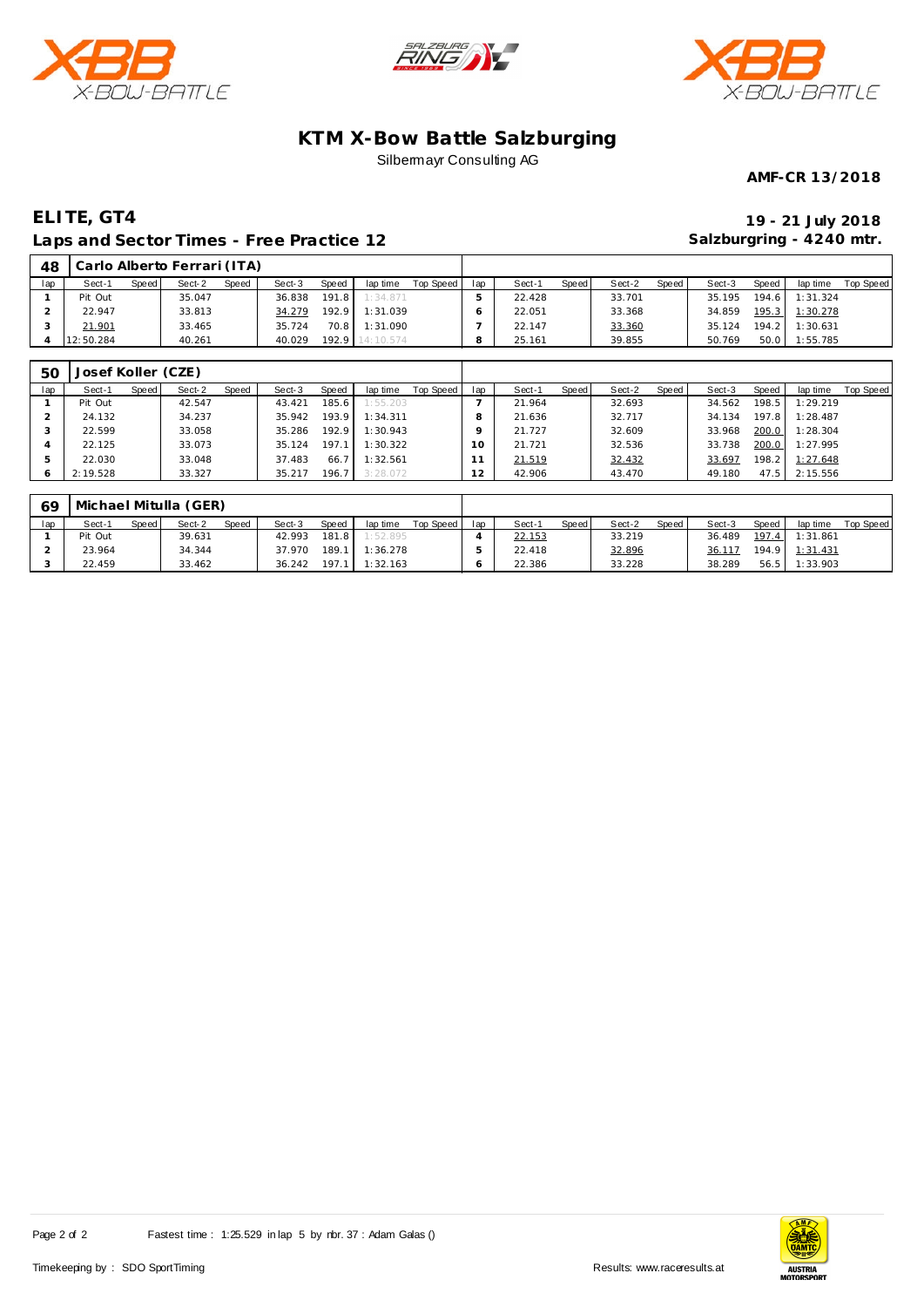# KTM X-Bow Battle Salzburging

Silbermayr Consulting AG

**AMF-CR 13/2018**

## ELITE, GT4

**19 - 21 July 2018**

## Laps and Sector Times - Free Practice 12

**Salzburgring - 4240 mtr.**

### 48 Carlo Alberto Ferrari (ITA)

| lap | Sect-1 | Speed | Sect-2 | Speed | Sect-3 | Speed | lap time | Top Speed | lap | Sect-1 | Speed | Sect-2 | Speed | Sect-3 | Speed | lap time | Top Speed |
|---|---|---|---|---|---|---|---|---|---|---|---|---|---|---|---|---|---|
| 1 | Pit Out | | 35.047 | | 36.838 | 191.8 | 1:34.871 | | 5 | 22.428 | | 33.701 | | 35.195 | 194.6 | 1:31.324 | |
| 2 | 22.947 | | 33.813 | | 34.279 | 192.9 | 1:31.039 | | 6 | 22.051 | | 33.368 | | 34.859 | 195.3 | 1:30.278 | |
| 3 | 21.901 | | 33.465 | | 35.724 | 70.8 | 1:31.090 | | 7 | 22.147 | | 33.360 | | 35.124 | 194.2 | 1:30.631 | |
| 4 | 12:50.284 | | 40.261 | | 40.029 | 192.9 | 14:10.574 | | 8 | 25.161 | | 39.855 | | 50.769 | 50.0 | 1:55.785 | |

### 50 Josef Koller (CZE)

| lap | Sect-1 | Speed | Sect-2 | Speed | Sect-3 | Speed | lap time | Top Speed | lap | Sect-1 | Speed | Sect-2 | Speed | Sect-3 | Speed | lap time | Top Speed |
|---|---|---|---|---|---|---|---|---|---|---|---|---|---|---|---|---|---|
| 1 | Pit Out | | 42.547 | | 43.421 | 185.6 | 1:55.203 | | 7 | 21.964 | | 32.693 | | 34.562 | 198.5 | 1:29.219 | |
| 2 | 24.132 | | 34.237 | | 35.942 | 193.9 | 1:34.311 | | 8 | 21.636 | | 32.717 | | 34.134 | 197.8 | 1:28.487 | |
| 3 | 22.599 | | 33.058 | | 35.286 | 192.9 | 1:30.943 | | 9 | 21.727 | | 32.609 | | 33.968 | 200.0 | 1:28.304 | |
| 4 | 22.125 | | 33.073 | | 35.124 | 197.1 | 1:30.322 | | 10 | 21.721 | | 32.536 | | 33.738 | 200.0 | 1:27.995 | |
| 5 | 22.030 | | 33.048 | | 37.483 | 66.7 | 1:32.561 | | 11 | 21.519 | | 32.432 | | 33.697 | 198.2 | 1:27.648 | |
| 6 | 2:19.528 | | 33.327 | | 35.217 | 196.7 | 3:28.072 | | 12 | 42.906 | | 43.470 | | 49.180 | 47.5 | 2:15.556 | |

### 69 Michael Mitulla (GER)

| lap | Sect-1 | Speed | Sect-2 | Speed | Sect-3 | Speed | lap time | Top Speed | lap | Sect-1 | Speed | Sect-2 | Speed | Sect-3 | Speed | lap time | Top Speed |
|---|---|---|---|---|---|---|---|---|---|---|---|---|---|---|---|---|---|
| 1 | Pit Out | | 39.631 | | 42.993 | 181.8 | 1:52.895 | | 4 | 22.153 | | 33.219 | | 36.489 | 197.4 | 1:31.861 | |
| 2 | 23.964 | | 34.344 | | 37.970 | 189.1 | 1:36.278 | | 5 | 22.418 | | 32.896 | | 36.117 | 194.9 | 1:31.431 | |
| 3 | 22.459 | | 33.462 | | 36.242 | 197.1 | 1:32.163 | | 6 | 22.386 | | 33.228 | | 38.289 | 56.5 | 1:33.903 | |

Fastest time : 1:25.529 in lap 5 by nbr. 37 : Adam Galas ()

Timekeeping by : SDO SportTiming

Results: www.raceresults.at